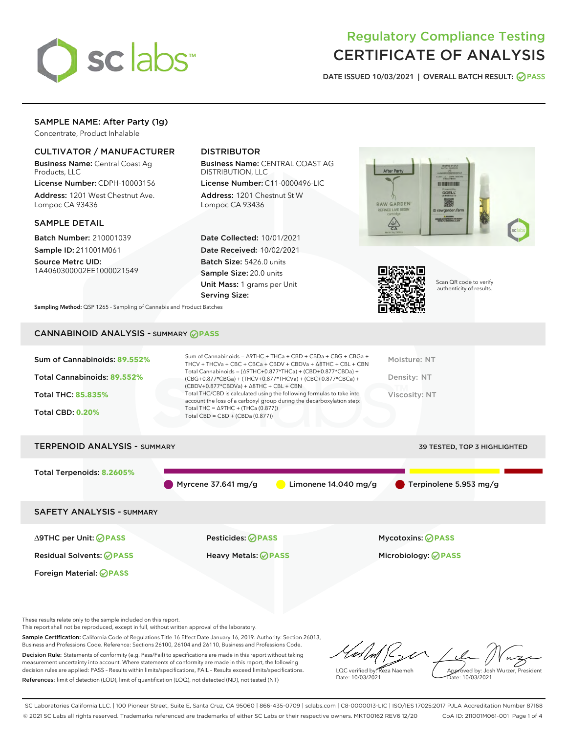# Regulatory Compliance Testing
# CERTIFICATE OF ANALYSIS

DATE ISSUED 10/03/2021 | OVERALL BATCH RESULT: PASS

## SAMPLE NAME: After Party (1g)

Concentrate, Product Inhalable

### CULTIVATOR / MANUFACTURER

**Business Name:** Central Coast Ag Products, LLC
**License Number:** CDPH-10003156
**Address:** 1201 West Chestnut Ave. Lompoc CA 93436

### DISTRIBUTOR

**Business Name:** CENTRAL COAST AG DISTRIBUTION, LLC
**License Number:** C11-0000496-LIC
**Address:** 1201 Chestnut St W Lompoc CA 93436

### SAMPLE DETAIL

**Batch Number:** 210001039
**Sample ID:** 211001M061
**Source Metrc UID:** 1A4060300002EE1000021549

**Date Collected:** 10/01/2021
**Date Received:** 10/02/2021
**Batch Size:** 5426.0 units
**Sample Size:** 20.0 units
**Unit Mass:** 1 grams per Unit
**Serving Size:**

Scan QR code to verify authenticity of results.

**Sampling Method:** QSP 1265 - Sampling of Cannabis and Product Batches

## CANNABINOID ANALYSIS - SUMMARY PASS

Sum of Cannabinoids: **89.552%**
Total Cannabinoids: **89.552%**
Total THC: **85.835%**
Total CBD: **0.20%**

Sum of Cannabinoids = Δ9THC + THCa + CBD + CBDa + CBG + CBGa + THCV + THCVa + CBC + CBCa + CBDV + CBDVa + Δ8THC + CBL + CBN
Total Cannabinoids = (Δ9THC+0.877*THCa) + (CBD+0.877*CBDa) + (CBG+0.877*CBGa) + (THCV+0.877*THCVa) + (CBC+0.877*CBCa) + (CBDV+0.877*CBDVa) + Δ8THC + CBL + CBN
Total THC/CBD is calculated using the following formulas to take into account the loss of a carboxyl group during the decarboxylation step:
Total THC = Δ9THC + (THCa (0.877))
Total CBD = CBD + (CBDa (0.877))

Moisture: NT
Density: NT
Viscosity: NT

## TERPENOID ANALYSIS - SUMMARY

39 TESTED, TOP 3 HIGHLIGHTED

Total Terpenoids: **8.2605%**

Myrcene 37.641 mg/g | Limonene 14.040 mg/g | Terpinolene 5.953 mg/g

## SAFETY ANALYSIS - SUMMARY

Δ9THC per Unit: PASS
Pesticides: PASS
Mycotoxins: PASS
Residual Solvents: PASS
Heavy Metals: PASS
Microbiology: PASS
Foreign Material: PASS

These results relate only to the sample included on this report.
This report shall not be reproduced, except in full, without written approval of the laboratory.

**Sample Certification:** California Code of Regulations Title 16 Effect Date January 16, 2019. Authority: Section 26013, Business and Professions Code. Reference: Sections 26100, 26104 and 26110, Business and Professions Code.

**Decision Rule:** Statements of conformity (e.g. Pass/Fail) to specifications are made in this report without taking measurement uncertainty into account. Where statements of conformity are made in this report, the following decision rules are applied: PASS – Results within limits/specifications, FAIL – Results exceed limits/specifications.

**References:** limit of detection (LOD), limit of quantification (LOQ), not detected (ND), not tested (NT)

LQC verified by: Reza Naemeh
Date: 10/03/2021

Approved by: Josh Wurzer, President
Date: 10/03/2021

SC Laboratories California LLC. | 100 Pioneer Street, Suite E, Santa Cruz, CA 95060 | 866-435-0709 | sclabs.com | C8-0000013-LIC | ISO/IES 17025:2017 PJLA Accreditation Number 87168
© 2021 SC Labs all rights reserved. Trademarks referenced are trademarks of either SC Labs or their respective owners. MKT00162 REV6 12/20 CoA ID: 211001M061-001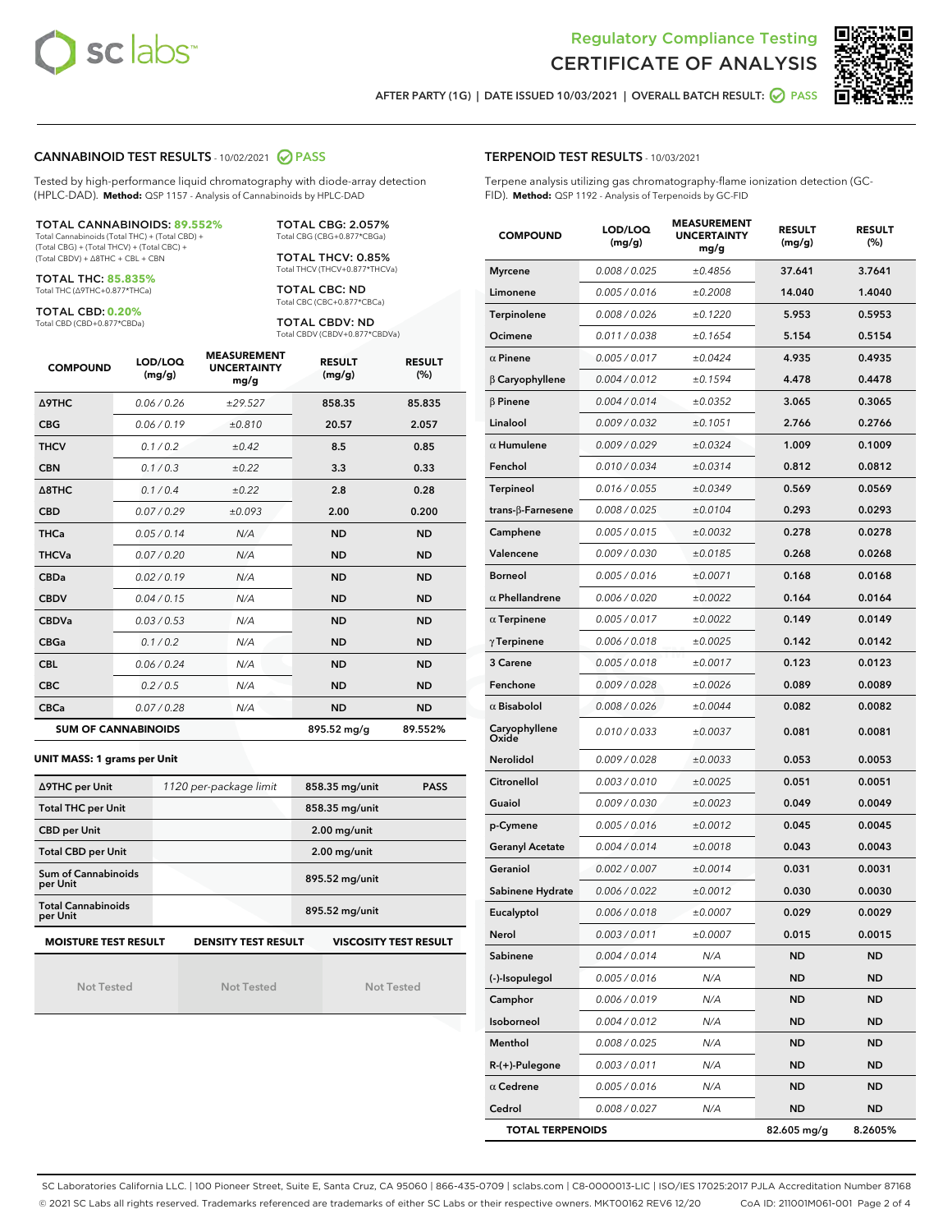# Regulatory Compliance Testing
# CERTIFICATE OF ANALYSIS

AFTER PARTY (1G) | DATE ISSUED 10/03/2021 | OVERALL BATCH RESULT: PASS

## CANNABINOID TEST RESULTS - 10/02/2021 PASS

Tested by high-performance liquid chromatography with diode-array detection (HPLC-DAD). **Method:** QSP 1157 - Analysis of Cannabinoids by HPLC-DAD

**TOTAL CANNABINOIDS: 89.552%**
Total Cannabinoids (Total THC) + (Total CBD) + (Total CBG) + (Total THCV) + (Total CBC) + (Total CBDV) + Δ8THC + CBL + CBN

**TOTAL THC: 85.835%**
Total THC (Δ9THC+0.877*THCa)

**TOTAL CBD: 0.20%**
Total CBD (CBD+0.877*CBDa)

**TOTAL CBG: 2.057%**
Total CBG (CBG+0.877*CBGa)

**TOTAL THCV: 0.85%**
Total THCV (THCV+0.877*THCVa)

**TOTAL CBC: ND**
Total CBC (CBC+0.877*CBCa)

**TOTAL CBDV: ND**
Total CBDV (CBDV+0.877*CBDVa)

| COMPOUND | LOD/LOQ (mg/g) | MEASUREMENT UNCERTAINTY mg/g | RESULT (mg/g) | RESULT (%) |
|---|---|---|---|---|
| Δ9THC | 0.06 / 0.26 | ±29.527 | 858.35 | 85.835 |
| CBG | 0.06 / 0.19 | ±0.810 | 20.57 | 2.057 |
| THCV | 0.1 / 0.2 | ±0.42 | 8.5 | 0.85 |
| CBN | 0.1 / 0.3 | ±0.22 | 3.3 | 0.33 |
| Δ8THC | 0.1 / 0.4 | ±0.22 | 2.8 | 0.28 |
| CBD | 0.07 / 0.29 | ±0.093 | 2.00 | 0.200 |
| THCa | 0.05 / 0.14 | N/A | ND | ND |
| THCVa | 0.07 / 0.20 | N/A | ND | ND |
| CBDa | 0.02 / 0.19 | N/A | ND | ND |
| CBDV | 0.04 / 0.15 | N/A | ND | ND |
| CBDVa | 0.03 / 0.53 | N/A | ND | ND |
| CBGa | 0.1 / 0.2 | N/A | ND | ND |
| CBL | 0.06 / 0.24 | N/A | ND | ND |
| CBC | 0.2 / 0.5 | N/A | ND | ND |
| CBCa | 0.07 / 0.28 | N/A | ND | ND |
| **SUM OF CANNABINOIDS** | | | 895.52 mg/g | 89.552% |

### UNIT MASS: 1 grams per Unit

| | | | |
|---|---|---|---|
| Δ9THC per Unit | 1120 per-package limit | 858.35 mg/unit | PASS |
| Total THC per Unit | | 858.35 mg/unit | |
| CBD per Unit | | 2.00 mg/unit | |
| Total CBD per Unit | | 2.00 mg/unit | |
| Sum of Cannabinoids per Unit | | 895.52 mg/unit | |
| Total Cannabinoids per Unit | | 895.52 mg/unit | |

| MOISTURE TEST RESULT | DENSITY TEST RESULT | VISCOSITY TEST RESULT |
|---|---|---|
| Not Tested | Not Tested | Not Tested |

## TERPENOID TEST RESULTS - 10/03/2021

Terpene analysis utilizing gas chromatography-flame ionization detection (GC-FID). **Method:** QSP 1192 - Analysis of Terpenoids by GC-FID

| COMPOUND | LOD/LOQ (mg/g) | MEASUREMENT UNCERTAINTY mg/g | RESULT (mg/g) | RESULT (%) |
|---|---|---|---|---|
| Myrcene | 0.008 / 0.025 | ±0.4856 | 37.641 | 3.7641 |
| Limonene | 0.005 / 0.016 | ±0.2008 | 14.040 | 1.4040 |
| Terpinolene | 0.008 / 0.026 | ±0.1220 | 5.953 | 0.5953 |
| Ocimene | 0.011 / 0.038 | ±0.1654 | 5.154 | 0.5154 |
| α Pinene | 0.005 / 0.017 | ±0.0424 | 4.935 | 0.4935 |
| β Caryophyllene | 0.004 / 0.012 | ±0.1594 | 4.478 | 0.4478 |
| β Pinene | 0.004 / 0.014 | ±0.0352 | 3.065 | 0.3065 |
| Linalool | 0.009 / 0.032 | ±0.1051 | 2.766 | 0.2766 |
| α Humulene | 0.009 / 0.029 | ±0.0324 | 1.009 | 0.1009 |
| Fenchol | 0.010 / 0.034 | ±0.0314 | 0.812 | 0.0812 |
| Terpineol | 0.016 / 0.055 | ±0.0349 | 0.569 | 0.0569 |
| trans-β-Farnesene | 0.008 / 0.025 | ±0.0104 | 0.293 | 0.0293 |
| Camphene | 0.005 / 0.015 | ±0.0032 | 0.278 | 0.0278 |
| Valencene | 0.009 / 0.030 | ±0.0185 | 0.268 | 0.0268 |
| Borneol | 0.005 / 0.016 | ±0.0071 | 0.168 | 0.0168 |
| α Phellandrene | 0.006 / 0.020 | ±0.0022 | 0.164 | 0.0164 |
| α Terpinene | 0.005 / 0.017 | ±0.0022 | 0.149 | 0.0149 |
| γ Terpinene | 0.006 / 0.018 | ±0.0025 | 0.142 | 0.0142 |
| 3 Carene | 0.005 / 0.018 | ±0.0017 | 0.123 | 0.0123 |
| Fenchone | 0.009 / 0.028 | ±0.0026 | 0.089 | 0.0089 |
| α Bisabolol | 0.008 / 0.026 | ±0.0044 | 0.082 | 0.0082 |
| Caryophyllene Oxide | 0.010 / 0.033 | ±0.0037 | 0.081 | 0.0081 |
| Nerolidol | 0.009 / 0.028 | ±0.0033 | 0.053 | 0.0053 |
| Citronellol | 0.003 / 0.010 | ±0.0025 | 0.051 | 0.0051 |
| Guaiol | 0.009 / 0.030 | ±0.0023 | 0.049 | 0.0049 |
| p-Cymene | 0.005 / 0.016 | ±0.0012 | 0.045 | 0.0045 |
| Geranyl Acetate | 0.004 / 0.014 | ±0.0018 | 0.043 | 0.0043 |
| Geraniol | 0.002 / 0.007 | ±0.0014 | 0.031 | 0.0031 |
| Sabinene Hydrate | 0.006 / 0.022 | ±0.0012 | 0.030 | 0.0030 |
| Eucalyptol | 0.006 / 0.018 | ±0.0007 | 0.029 | 0.0029 |
| Nerol | 0.003 / 0.011 | ±0.0007 | 0.015 | 0.0015 |
| Sabinene | 0.004 / 0.014 | N/A | ND | ND |
| (-)-Isopulegol | 0.005 / 0.016 | N/A | ND | ND |
| Camphor | 0.006 / 0.019 | N/A | ND | ND |
| Isoborneol | 0.004 / 0.012 | N/A | ND | ND |
| Menthol | 0.008 / 0.025 | N/A | ND | ND |
| R-(+)-Pulegone | 0.003 / 0.011 | N/A | ND | ND |
| α Cedrene | 0.005 / 0.016 | N/A | ND | ND |
| Cedrol | 0.008 / 0.027 | N/A | ND | ND |
| **TOTAL TERPENOIDS** | | | 82.605 mg/g | 8.2605% |

SC Laboratories California LLC. | 100 Pioneer Street, Suite E, Santa Cruz, CA 95060 | 866-435-0709 | sclabs.com | C8-0000013-LIC | ISO/IES 17025:2017 PJLA Accreditation Number 87168
© 2021 SC Labs all rights reserved. Trademarks referenced are trademarks of either SC Labs or their respective owners. MKT00162 REV6 12/20 CoA ID: 211001M061-001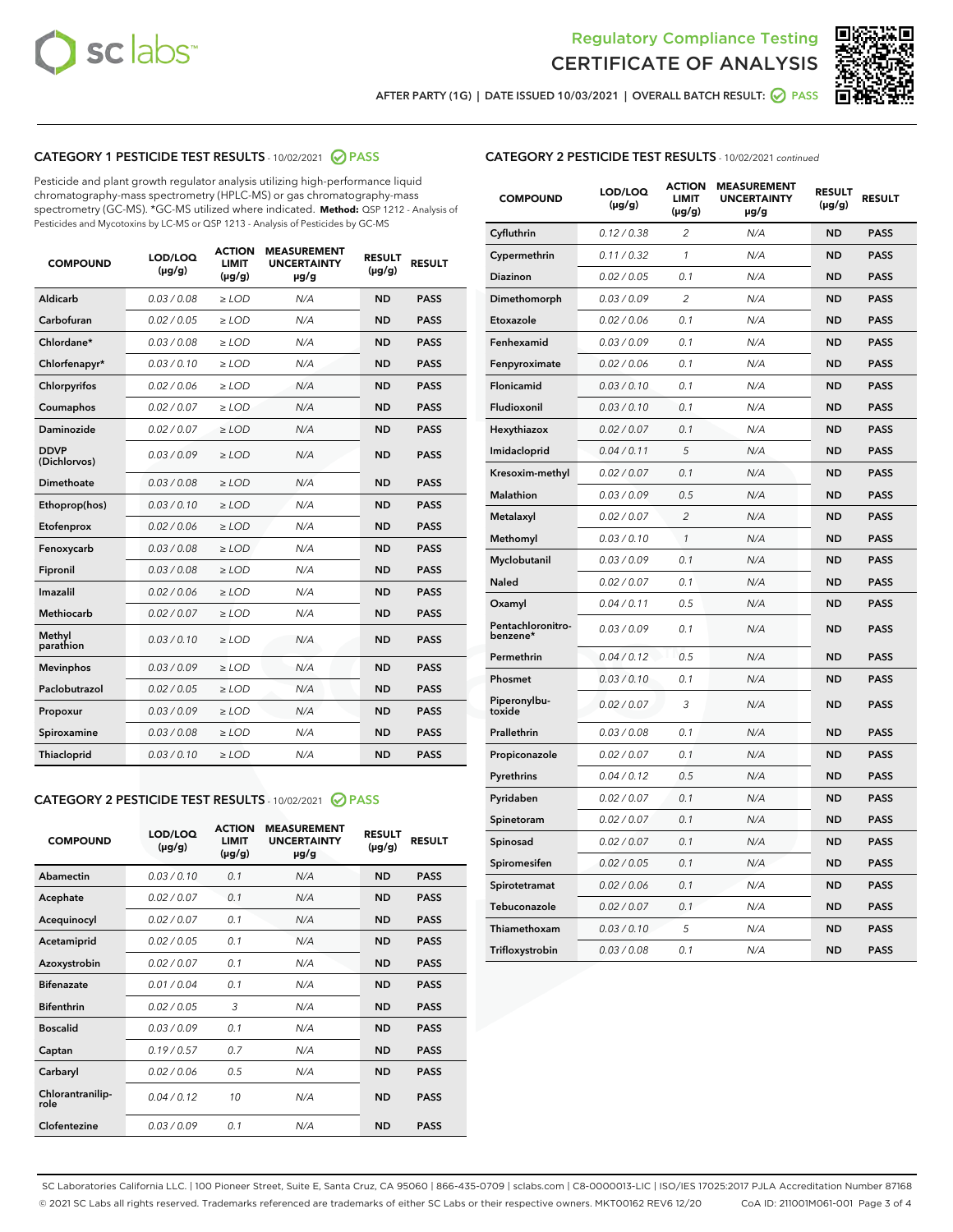# Regulatory Compliance Testing
# CERTIFICATE OF ANALYSIS

AFTER PARTY (1G) | DATE ISSUED 10/03/2021 | OVERALL BATCH RESULT: PASS

## CATEGORY 1 PESTICIDE TEST RESULTS - 10/02/2021 PASS

Pesticide and plant growth regulator analysis utilizing high-performance liquid chromatography-mass spectrometry (HPLC-MS) or gas chromatography-mass spectrometry (GC-MS). *GC-MS utilized where indicated. **Method:** QSP 1212 - Analysis of Pesticides and Mycotoxins by LC-MS or QSP 1213 - Analysis of Pesticides by GC-MS

| COMPOUND | LOD/LOQ (µg/g) | ACTION LIMIT (µg/g) | MEASUREMENT UNCERTAINTY µg/g | RESULT (µg/g) | RESULT |
|---|---|---|---|---|---|
| Aldicarb | 0.03 / 0.08 | ≥ LOD | N/A | ND | PASS |
| Carbofuran | 0.02 / 0.05 | ≥ LOD | N/A | ND | PASS |
| Chlordane* | 0.03 / 0.08 | ≥ LOD | N/A | ND | PASS |
| Chlorfenapyr* | 0.03 / 0.10 | ≥ LOD | N/A | ND | PASS |
| Chlorpyrifos | 0.02 / 0.06 | ≥ LOD | N/A | ND | PASS |
| Coumaphos | 0.02 / 0.07 | ≥ LOD | N/A | ND | PASS |
| Daminozide | 0.02 / 0.07 | ≥ LOD | N/A | ND | PASS |
| DDVP (Dichlorvos) | 0.03 / 0.09 | ≥ LOD | N/A | ND | PASS |
| Dimethoate | 0.03 / 0.08 | ≥ LOD | N/A | ND | PASS |
| Ethoprop(hos) | 0.03 / 0.10 | ≥ LOD | N/A | ND | PASS |
| Etofenprox | 0.02 / 0.06 | ≥ LOD | N/A | ND | PASS |
| Fenoxycarb | 0.03 / 0.08 | ≥ LOD | N/A | ND | PASS |
| Fipronil | 0.03 / 0.08 | ≥ LOD | N/A | ND | PASS |
| Imazalil | 0.02 / 0.06 | ≥ LOD | N/A | ND | PASS |
| Methiocarb | 0.02 / 0.07 | ≥ LOD | N/A | ND | PASS |
| Methyl parathion | 0.03 / 0.10 | ≥ LOD | N/A | ND | PASS |
| Mevinphos | 0.03 / 0.09 | ≥ LOD | N/A | ND | PASS |
| Paclobutrazol | 0.02 / 0.05 | ≥ LOD | N/A | ND | PASS |
| Propoxur | 0.03 / 0.09 | ≥ LOD | N/A | ND | PASS |
| Spiroxamine | 0.03 / 0.08 | ≥ LOD | N/A | ND | PASS |
| Thiacloprid | 0.03 / 0.10 | ≥ LOD | N/A | ND | PASS |

## CATEGORY 2 PESTICIDE TEST RESULTS - 10/02/2021 PASS

| COMPOUND | LOD/LOQ (µg/g) | ACTION LIMIT (µg/g) | MEASUREMENT UNCERTAINTY µg/g | RESULT (µg/g) | RESULT |
|---|---|---|---|---|---|
| Abamectin | 0.03 / 0.10 | 0.1 | N/A | ND | PASS |
| Acephate | 0.02 / 0.07 | 0.1 | N/A | ND | PASS |
| Acequinocyl | 0.02 / 0.07 | 0.1 | N/A | ND | PASS |
| Acetamiprid | 0.02 / 0.05 | 0.1 | N/A | ND | PASS |
| Azoxystrobin | 0.02 / 0.07 | 0.1 | N/A | ND | PASS |
| Bifenazate | 0.01 / 0.04 | 0.1 | N/A | ND | PASS |
| Bifenthrin | 0.02 / 0.05 | 3 | N/A | ND | PASS |
| Boscalid | 0.03 / 0.09 | 0.1 | N/A | ND | PASS |
| Captan | 0.19 / 0.57 | 0.7 | N/A | ND | PASS |
| Carbaryl | 0.02 / 0.06 | 0.5 | N/A | ND | PASS |
| Chlorantraniliprole | 0.04 / 0.12 | 10 | N/A | ND | PASS |
| Clofentezine | 0.03 / 0.09 | 0.1 | N/A | ND | PASS |
| Cyfluthrin | 0.12 / 0.38 | 2 | N/A | ND | PASS |
| Cypermethrin | 0.11 / 0.32 | 1 | N/A | ND | PASS |
| Diazinon | 0.02 / 0.05 | 0.1 | N/A | ND | PASS |
| Dimethomorph | 0.03 / 0.09 | 2 | N/A | ND | PASS |
| Etoxazole | 0.02 / 0.06 | 0.1 | N/A | ND | PASS |
| Fenhexamid | 0.03 / 0.09 | 0.1 | N/A | ND | PASS |
| Fenpyroximate | 0.02 / 0.06 | 0.1 | N/A | ND | PASS |
| Flonicamid | 0.03 / 0.10 | 0.1 | N/A | ND | PASS |
| Fludioxonil | 0.03 / 0.10 | 0.1 | N/A | ND | PASS |
| Hexythiazox | 0.02 / 0.07 | 0.1 | N/A | ND | PASS |
| Imidacloprid | 0.04 / 0.11 | 5 | N/A | ND | PASS |
| Kresoxim-methyl | 0.02 / 0.07 | 0.1 | N/A | ND | PASS |
| Malathion | 0.03 / 0.09 | 0.5 | N/A | ND | PASS |
| Metalaxyl | 0.02 / 0.07 | 2 | N/A | ND | PASS |
| Methomyl | 0.03 / 0.10 | 1 | N/A | ND | PASS |
| Myclobutanil | 0.03 / 0.09 | 0.1 | N/A | ND | PASS |
| Naled | 0.02 / 0.07 | 0.1 | N/A | ND | PASS |
| Oxamyl | 0.04 / 0.11 | 0.5 | N/A | ND | PASS |
| Pentachloronitrobenzene* | 0.03 / 0.09 | 0.1 | N/A | ND | PASS |
| Permethrin | 0.04 / 0.12 | 0.5 | N/A | ND | PASS |
| Phosmet | 0.03 / 0.10 | 0.1 | N/A | ND | PASS |
| Piperonylbutoxide | 0.02 / 0.07 | 3 | N/A | ND | PASS |
| Prallethrin | 0.03 / 0.08 | 0.1 | N/A | ND | PASS |
| Propiconazole | 0.02 / 0.07 | 0.1 | N/A | ND | PASS |
| Pyrethrins | 0.04 / 0.12 | 0.5 | N/A | ND | PASS |
| Pyridaben | 0.02 / 0.07 | 0.1 | N/A | ND | PASS |
| Spinetoram | 0.02 / 0.07 | 0.1 | N/A | ND | PASS |
| Spinosad | 0.02 / 0.07 | 0.1 | N/A | ND | PASS |
| Spiromesifen | 0.02 / 0.05 | 0.1 | N/A | ND | PASS |
| Spirotetramat | 0.02 / 0.06 | 0.1 | N/A | ND | PASS |
| Tebuconazole | 0.02 / 0.07 | 0.1 | N/A | ND | PASS |
| Thiamethoxam | 0.03 / 0.10 | 5 | N/A | ND | PASS |
| Trifloxystrobin | 0.03 / 0.08 | 0.1 | N/A | ND | PASS |

SC Laboratories California LLC. | 100 Pioneer Street, Suite E, Santa Cruz, CA 95060 | 866-435-0709 | sclabs.com | C8-0000013-LIC | ISO/IES 17025:2017 PJLA Accreditation Number 87168
© 2021 SC Labs all rights reserved. Trademarks referenced are trademarks of either SC Labs or their respective owners. MKT00162 REV6 12/20 CoA ID: 211001M061-001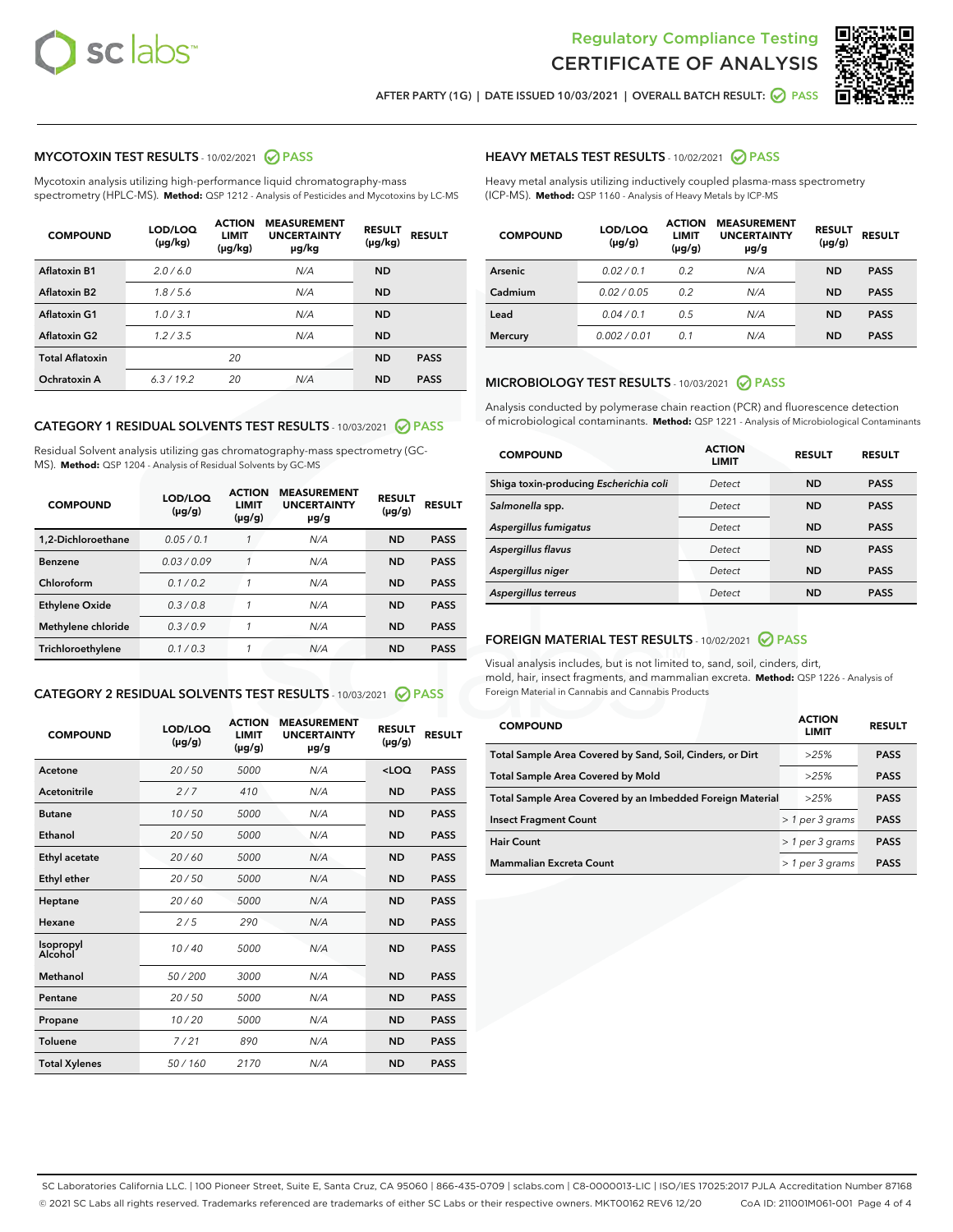Regulatory Compliance Testing
CERTIFICATE OF ANALYSIS

AFTER PARTY (1G) | DATE ISSUED 10/03/2021 | OVERALL BATCH RESULT: PASS

## MYCOTOXIN TEST RESULTS - 10/02/2021 PASS

Mycotoxin analysis utilizing high-performance liquid chromatography-mass spectrometry (HPLC-MS). **Method:** QSP 1212 - Analysis of Pesticides and Mycotoxins by LC-MS

| COMPOUND | LOD/LOQ (µg/kg) | ACTION LIMIT (µg/kg) | MEASUREMENT UNCERTAINTY µg/kg | RESULT (µg/kg) | RESULT |
|---|---|---|---|---|---|
| Aflatoxin B1 | 2.0 / 6.0 | | N/A | ND | |
| Aflatoxin B2 | 1.8 / 5.6 | | N/A | ND | |
| Aflatoxin G1 | 1.0 / 3.1 | | N/A | ND | |
| Aflatoxin G2 | 1.2 / 3.5 | | N/A | ND | |
| Total Aflatoxin | | 20 | | ND | PASS |
| Ochratoxin A | 6.3 / 19.2 | 20 | N/A | ND | PASS |

## CATEGORY 1 RESIDUAL SOLVENTS TEST RESULTS - 10/03/2021 PASS

Residual Solvent analysis utilizing gas chromatography-mass spectrometry (GC-MS). **Method:** QSP 1204 - Analysis of Residual Solvents by GC-MS

| COMPOUND | LOD/LOQ (µg/g) | ACTION LIMIT (µg/g) | MEASUREMENT UNCERTAINTY µg/g | RESULT (µg/g) | RESULT |
|---|---|---|---|---|---|
| 1,2-Dichloroethane | 0.05 / 0.1 | 1 | N/A | ND | PASS |
| Benzene | 0.03 / 0.09 | 1 | N/A | ND | PASS |
| Chloroform | 0.1 / 0.2 | 1 | N/A | ND | PASS |
| Ethylene Oxide | 0.3 / 0.8 | 1 | N/A | ND | PASS |
| Methylene chloride | 0.3 / 0.9 | 1 | N/A | ND | PASS |
| Trichloroethylene | 0.1 / 0.3 | 1 | N/A | ND | PASS |

## CATEGORY 2 RESIDUAL SOLVENTS TEST RESULTS - 10/03/2021 PASS

| COMPOUND | LOD/LOQ (µg/g) | ACTION LIMIT (µg/g) | MEASUREMENT UNCERTAINTY µg/g | RESULT (µg/g) | RESULT |
|---|---|---|---|---|---|
| Acetone | 20 / 50 | 5000 | N/A | <LOQ | PASS |
| Acetonitrile | 2 / 7 | 410 | N/A | ND | PASS |
| Butane | 10 / 50 | 5000 | N/A | ND | PASS |
| Ethanol | 20 / 50 | 5000 | N/A | ND | PASS |
| Ethyl acetate | 20 / 60 | 5000 | N/A | ND | PASS |
| Ethyl ether | 20 / 50 | 5000 | N/A | ND | PASS |
| Heptane | 20 / 60 | 5000 | N/A | ND | PASS |
| Hexane | 2 / 5 | 290 | N/A | ND | PASS |
| Isopropyl Alcohol | 10 / 40 | 5000 | N/A | ND | PASS |
| Methanol | 50 / 200 | 3000 | N/A | ND | PASS |
| Pentane | 20 / 50 | 5000 | N/A | ND | PASS |
| Propane | 10 / 20 | 5000 | N/A | ND | PASS |
| Toluene | 7 / 21 | 890 | N/A | ND | PASS |
| Total Xylenes | 50 / 160 | 2170 | N/A | ND | PASS |

## HEAVY METALS TEST RESULTS - 10/02/2021 PASS

Heavy metal analysis utilizing inductively coupled plasma-mass spectrometry (ICP-MS). **Method:** QSP 1160 - Analysis of Heavy Metals by ICP-MS

| COMPOUND | LOD/LOQ (µg/g) | ACTION LIMIT (µg/g) | MEASUREMENT UNCERTAINTY µg/g | RESULT (µg/g) | RESULT |
|---|---|---|---|---|---|
| Arsenic | 0.02 / 0.1 | 0.2 | N/A | ND | PASS |
| Cadmium | 0.02 / 0.05 | 0.2 | N/A | ND | PASS |
| Lead | 0.04 / 0.1 | 0.5 | N/A | ND | PASS |
| Mercury | 0.002 / 0.01 | 0.1 | N/A | ND | PASS |

## MICROBIOLOGY TEST RESULTS - 10/03/2021 PASS

Analysis conducted by polymerase chain reaction (PCR) and fluorescence detection of microbiological contaminants. **Method:** QSP 1221 - Analysis of Microbiological Contaminants

| COMPOUND | ACTION LIMIT | RESULT | RESULT |
|---|---|---|---|
| Shiga toxin-producing *Escherichia coli* | Detect | ND | PASS |
| *Salmonella* spp. | Detect | ND | PASS |
| *Aspergillus fumigatus* | Detect | ND | PASS |
| *Aspergillus flavus* | Detect | ND | PASS |
| *Aspergillus niger* | Detect | ND | PASS |
| *Aspergillus terreus* | Detect | ND | PASS |

## FOREIGN MATERIAL TEST RESULTS - 10/02/2021 PASS

Visual analysis includes, but is not limited to, sand, soil, cinders, dirt, mold, hair, insect fragments, and mammalian excreta. **Method:** QSP 1226 - Analysis of Foreign Material in Cannabis and Cannabis Products

| COMPOUND | ACTION LIMIT | RESULT |
|---|---|---|
| Total Sample Area Covered by Sand, Soil, Cinders, or Dirt | >25% | PASS |
| Total Sample Area Covered by Mold | >25% | PASS |
| Total Sample Area Covered by an Imbedded Foreign Material | >25% | PASS |
| Insect Fragment Count | > 1 per 3 grams | PASS |
| Hair Count | > 1 per 3 grams | PASS |
| Mammalian Excreta Count | > 1 per 3 grams | PASS |

SC Laboratories California LLC. | 100 Pioneer Street, Suite E, Santa Cruz, CA 95060 | 866-435-0709 | sclabs.com | C8-0000013-LIC | ISO/IES 17025:2017 PJLA Accreditation Number 87168
© 2021 SC Labs all rights reserved. Trademarks referenced are trademarks of either SC Labs or their respective owners. MKT00162 REV6 12/20 CoA ID: 211001M061-001